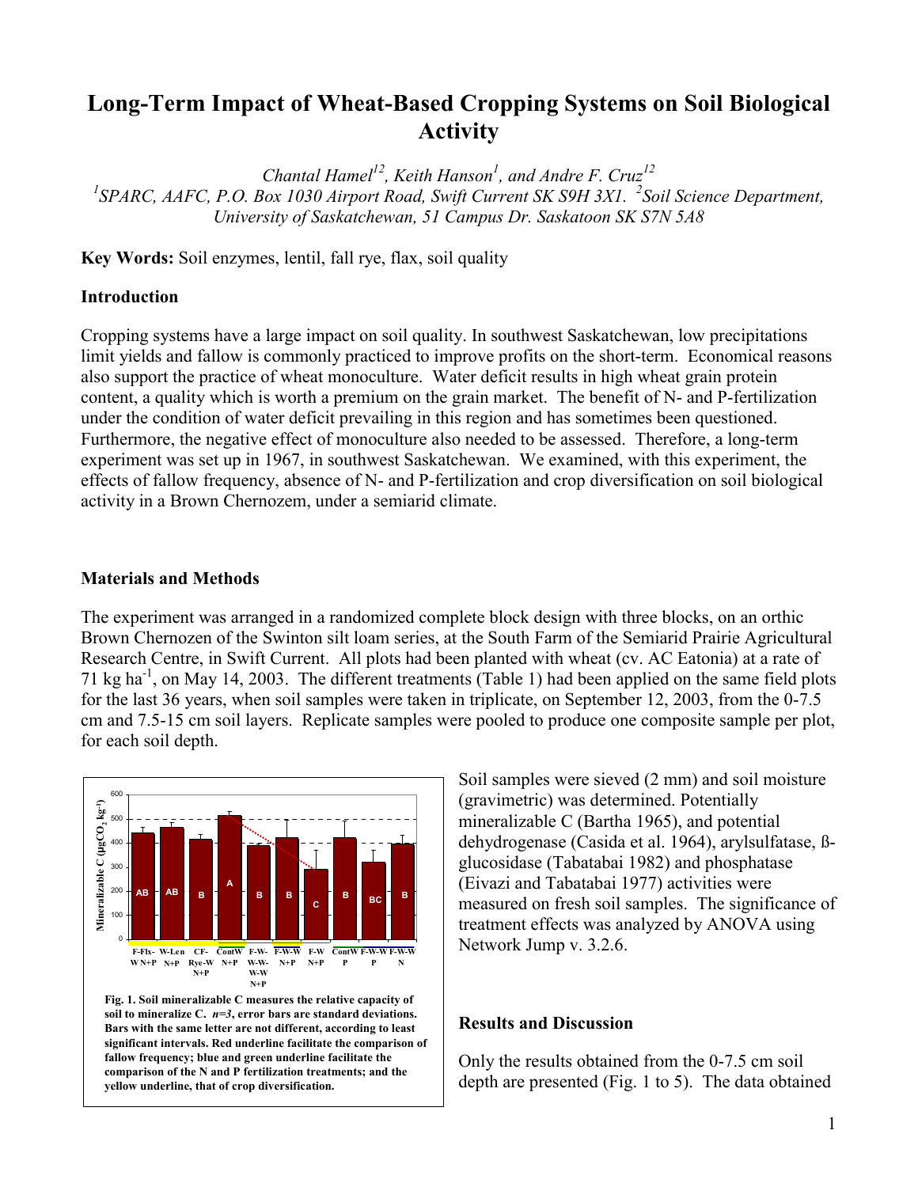# Long-Term Impact of Wheat-Based Cropping Systems on Soil Biological Activity

*Chantal Hamel[12], Keith Hanson[1], and Andre F. Cruz[12]*
*[1]SPARC, AAFC, P.O. Box 1030 Airport Road, Swift Current SK S9H 3X1. [2]Soil Science Department, University of Saskatchewan, 51 Campus Dr. Saskatoon SK S7N 5A8*

**Key Words:** Soil enzymes, lentil, fall rye, flax, soil quality

## Introduction

Cropping systems have a large impact on soil quality. In southwest Saskatchewan, low precipitations limit yields and fallow is commonly practiced to improve profits on the short-term. Economical reasons also support the practice of wheat monoculture. Water deficit results in high wheat grain protein content, a quality which is worth a premium on the grain market. The benefit of N- and P-fertilization under the condition of water deficit prevailing in this region and has sometimes been questioned. Furthermore, the negative effect of monoculture also needed to be assessed. Therefore, a long-term experiment was set up in 1967, in southwest Saskatchewan. We examined, with this experiment, the effects of fallow frequency, absence of N- and P-fertilization and crop diversification on soil biological activity in a Brown Chernozem, under a semiarid climate.

## Materials and Methods

The experiment was arranged in a randomized complete block design with three blocks, on an orthic Brown Chernozen of the Swinton silt loam series, at the South Farm of the Semiarid Prairie Agricultural Research Centre, in Swift Current. All plots had been planted with wheat (cv. AC Eatonia) at a rate of 71 kg ha$^{-1}$, on May 14, 2003. The different treatments (Table 1) had been applied on the same field plots for the last 36 years, when soil samples were taken in triplicate, on September 12, 2003, from the 0-7.5 cm and 7.5-15 cm soil layers. Replicate samples were pooled to produce one composite sample per plot, for each soil depth.

Mineralizable C (µgCO$_2$ kg$^{-1}$)

600
500
400
300
200
100
0

AB AB B A B B C B BC B

F-Flx-W N+P
W-Len N+P
CF-Rye-W N+P
ContW N+P
F-W-W-W-W-W N+P
F-W-W N+P
F-W N+P
ContW P
F-W-W P
F-W-W N

**Fig. 1. Soil mineralizable C measures the relative capacity of soil to mineralize C. *n=3*, error bars are standard deviations. Bars with the same letter are not different, according to least significant intervals. Red underline facilitate the comparison of fallow frequency; blue and green underline facilitate the comparison of the N and P fertilization treatments; and the yellow underline, that of crop diversification.**

Soil samples were sieved (2 mm) and soil moisture (gravimetric) was determined. Potentially mineralizable C (Bartha 1965), and potential dehydrogenase (Casida et al. 1964), arylsulfatase, ß-glucosidase (Tabatabai 1982) and phosphatase (Eivazi and Tabatabai 1977) activities were measured on fresh soil samples. The significance of treatment effects was analyzed by ANOVA using Network Jump v. 3.2.6.

## Results and Discussion

Only the results obtained from the 0-7.5 cm soil depth are presented (Fig. 1 to 5). The data obtained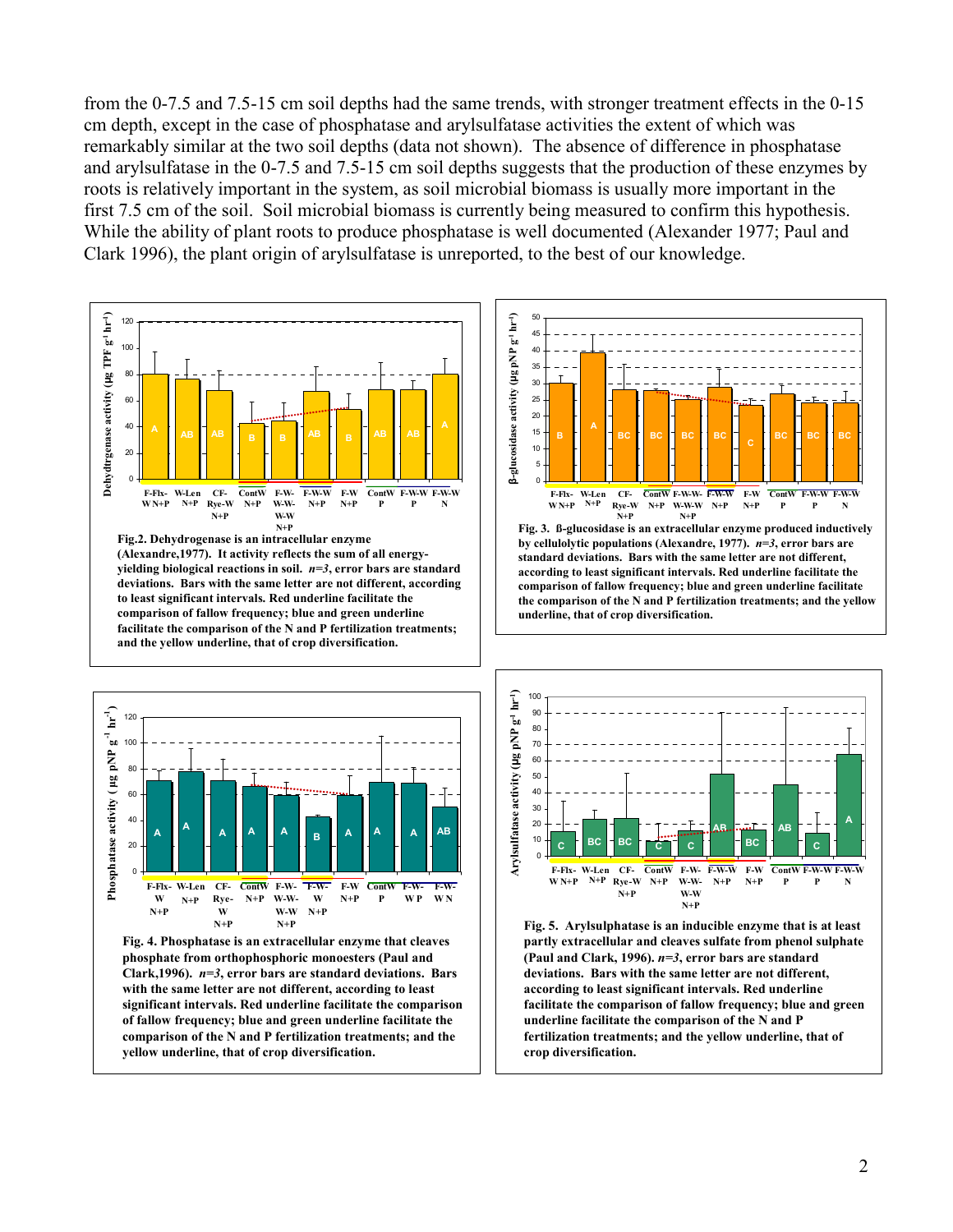from the 0-7.5 and 7.5-15 cm soil depths had the same trends, with stronger treatment effects in the 0-15 cm depth, except in the case of phosphatase and arylsulfatase activities the extent of which was remarkably similar at the two soil depths (data not shown). The absence of difference in phosphatase and arylsulfatase in the 0-7.5 and 7.5-15 cm soil depths suggests that the production of these enzymes by roots is relatively important in the system, as soil microbial biomass is usually more important in the first 7.5 cm of the soil. Soil microbial biomass is currently being measured to confirm this hypothesis. While the ability of plant roots to produce phosphatase is well documented (Alexander 1977; Paul and Clark 1996), the plant origin of arylsulfatase is unreported, to the best of our knowledge.

Dehydrgenase activity (µg TPF g$^{-1}$ hr$^{-1}$)

0 20 40 60 80 100 120

A AB AB B B AB B AB AB A

F-Flx-W N+P, W-Len N+P, CF-Rye-W N+P, ContW N+P, F-W-W-W-W-W N+P, F-W-W N+P, F-W N+P, ContW P, F-W-W P, F-W-W N

**Fig.2. Dehydrogenase is an intracellular enzyme (Alexandre,1977). It activity reflects the sum of all energy-yielding biological reactions in soil. *n=3*, error bars are standard deviations. Bars with the same letter are not different, according to least significant intervals. Red underline facilitate the comparison of fallow frequency; blue and green underline facilitate the comparison of the N and P fertilization treatments; and the yellow underline, that of crop diversification.**

β-glucosidase activity (µg pNP g$^{-1}$ hr$^{-1}$)

0 5 10 15 20 25 30 35 40 45 50

B A BC BC BC BC C BC BC BC

F-Flx-W N+P, W-Len N+P, CF-Rye-W N+P, ContW N+P, F-W-W-W-W N+P, F-W-W N+P, F-W N+P, ContW P, F-W-W P, F-W-W N

**Fig. 3. ß-glucosidase is an extracellular enzyme produced inductively by cellulolytic populations (Alexandre, 1977). *n=3*, error bars are standard deviations. Bars with the same letter are not different, according to least significant intervals. Red underline facilitate the comparison of fallow frequency; blue and green underline facilitate the comparison of the N and P fertilization treatments; and the yellow underline, that of crop diversification.**

Phosphatase activity ( µg pNP g$^{-1}$ hr$^{-1}$)

0 20 40 60 80 100 120

A A A A A B A A A AB

F-Flx-W N+P, W-Len N+P, CF-Rye-W N+P, ContW N+P, F-W-W-W-W N+P, F-W-W N+P, F-W N+P, ContW P, F-W-W P, F-W-W N

**Fig. 4. Phosphatase is an extracellular enzyme that cleaves phosphate from orthophosphoric monoesters (Paul and Clark,1996). *n=3*, error bars are standard deviations. Bars with the same letter are not different, according to least significant intervals. Red underline facilitate the comparison of fallow frequency; blue and green underline facilitate the comparison of the N and P fertilization treatments; and the yellow underline, that of crop diversification.**

Arylsulfatase activity (µg pNP g$^{-1}$ hr$^{-1}$)

0 10 20 30 40 50 60 70 80 90 100

C BC BC C C AB BC AB C A

F-Flx-W N+P, W-Len N+P, CF-Rye-W N+P, ContW N+P, F-W-W-W-W N+P, F-W-W N+P, F-W N+P, ContW P, F-W-W P, F-W-W N

**Fig. 5. Arylsulphatase is an inducible enzyme that is at least partly extracellular and cleaves sulfate from phenol sulphate (Paul and Clark, 1996). *n=3*, error bars are standard deviations. Bars with the same letter are not different, according to least significant intervals. Red underline facilitate the comparison of fallow frequency; blue and green underline facilitate the comparison of the N and P fertilization treatments; and the yellow underline, that of crop diversification.**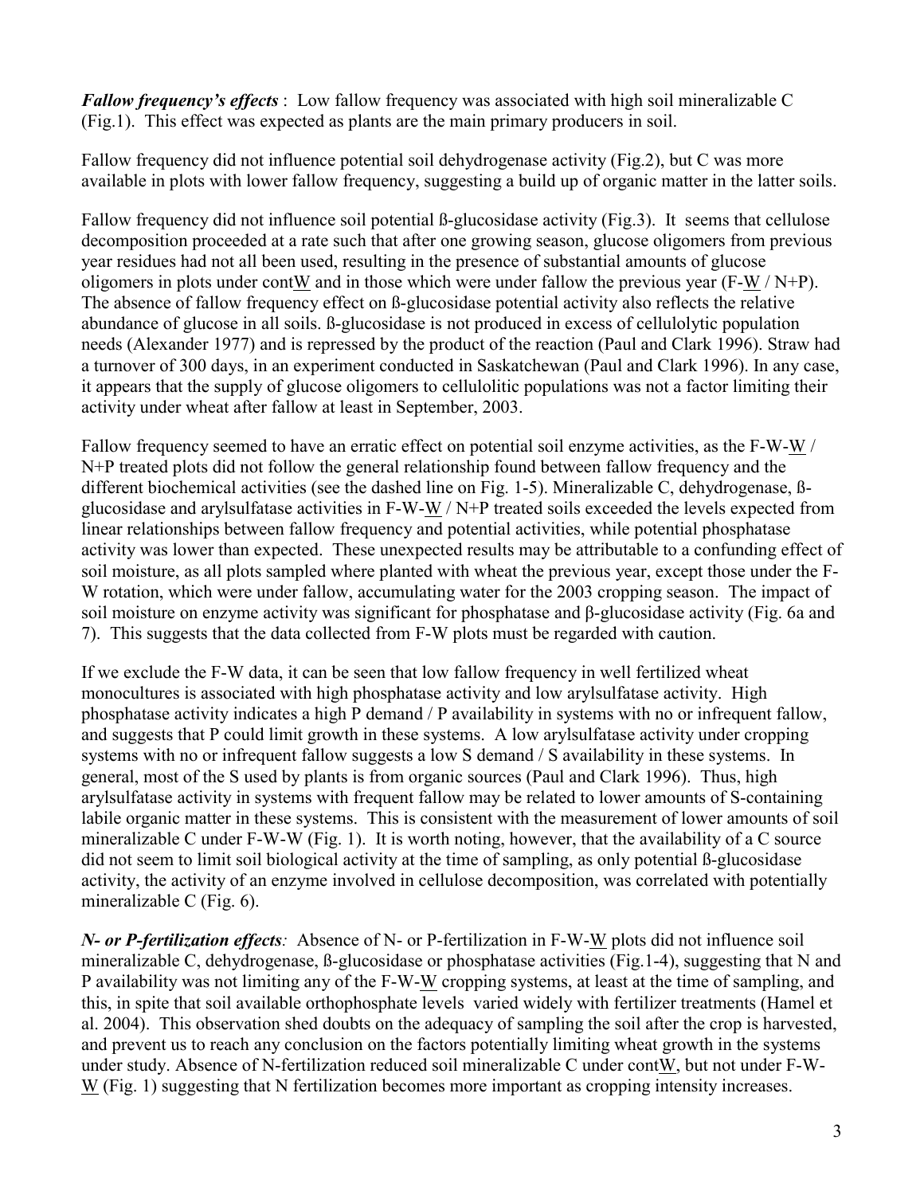***Fallow frequency's effects*** : Low fallow frequency was associated with high soil mineralizable C (Fig.1). This effect was expected as plants are the main primary producers in soil.

Fallow frequency did not influence potential soil dehydrogenase activity (Fig.2), but C was more available in plots with lower fallow frequency, suggesting a build up of organic matter in the latter soils.

Fallow frequency did not influence soil potential ß-glucosidase activity (Fig.3). It seems that cellulose decomposition proceeded at a rate such that after one growing season, glucose oligomers from previous year residues had not all been used, resulting in the presence of substantial amounts of glucose oligomers in plots under contW and in those which were under fallow the previous year (F-W / N+P). The absence of fallow frequency effect on ß-glucosidase potential activity also reflects the relative abundance of glucose in all soils. ß-glucosidase is not produced in excess of cellulolytic population needs (Alexander 1977) and is repressed by the product of the reaction (Paul and Clark 1996). Straw had a turnover of 300 days, in an experiment conducted in Saskatchewan (Paul and Clark 1996). In any case, it appears that the supply of glucose oligomers to cellulolitic populations was not a factor limiting their activity under wheat after fallow at least in September, 2003.

Fallow frequency seemed to have an erratic effect on potential soil enzyme activities, as the F-W-W / N+P treated plots did not follow the general relationship found between fallow frequency and the different biochemical activities (see the dashed line on Fig. 1-5). Mineralizable C, dehydrogenase, ß-glucosidase and arylsulfatase activities in F-W-W / N+P treated soils exceeded the levels expected from linear relationships between fallow frequency and potential activities, while potential phosphatase activity was lower than expected. These unexpected results may be attributable to a confunding effect of soil moisture, as all plots sampled where planted with wheat the previous year, except those under the F-W rotation, which were under fallow, accumulating water for the 2003 cropping season. The impact of soil moisture on enzyme activity was significant for phosphatase and β-glucosidase activity (Fig. 6a and 7). This suggests that the data collected from F-W plots must be regarded with caution.

If we exclude the F-W data, it can be seen that low fallow frequency in well fertilized wheat monocultures is associated with high phosphatase activity and low arylsulfatase activity. High phosphatase activity indicates a high P demand / P availability in systems with no or infrequent fallow, and suggests that P could limit growth in these systems. A low arylsulfatase activity under cropping systems with no or infrequent fallow suggests a low S demand / S availability in these systems. In general, most of the S used by plants is from organic sources (Paul and Clark 1996). Thus, high arylsulfatase activity in systems with frequent fallow may be related to lower amounts of S-containing labile organic matter in these systems. This is consistent with the measurement of lower amounts of soil mineralizable C under F-W-W (Fig. 1). It is worth noting, however, that the availability of a C source did not seem to limit soil biological activity at the time of sampling, as only potential ß-glucosidase activity, the activity of an enzyme involved in cellulose decomposition, was correlated with potentially mineralizable C (Fig. 6).

***N- or P-fertilization effects****:* Absence of N- or P-fertilization in F-W-W plots did not influence soil mineralizable C, dehydrogenase, ß-glucosidase or phosphatase activities (Fig.1-4), suggesting that N and P availability was not limiting any of the F-W-W cropping systems, at least at the time of sampling, and this, in spite that soil available orthophosphate levels varied widely with fertilizer treatments (Hamel et al. 2004). This observation shed doubts on the adequacy of sampling the soil after the crop is harvested, and prevent us to reach any conclusion on the factors potentially limiting wheat growth in the systems under study. Absence of N-fertilization reduced soil mineralizable C under contW, but not under F-W-W (Fig. 1) suggesting that N fertilization becomes more important as cropping intensity increases.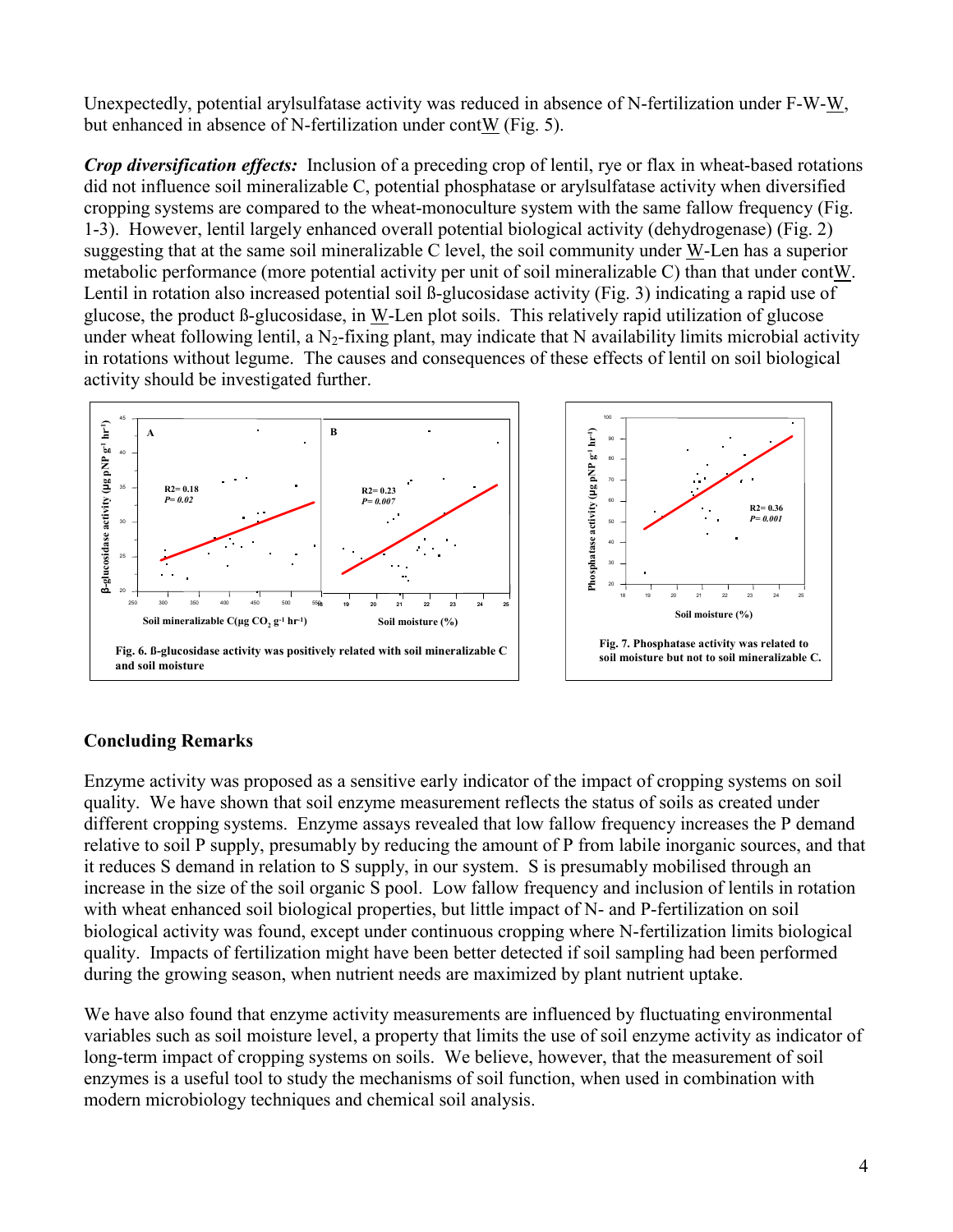Unexpectedly, potential arylsulfatase activity was reduced in absence of N-fertilization under F-W-W, but enhanced in absence of N-fertilization under contW (Fig. 5).

***Crop diversification effects:*** Inclusion of a preceding crop of lentil, rye or flax in wheat-based rotations did not influence soil mineralizable C, potential phosphatase or arylsulfatase activity when diversified cropping systems are compared to the wheat-monoculture system with the same fallow frequency (Fig. 1-3). However, lentil largely enhanced overall potential biological activity (dehydrogenase) (Fig. 2) suggesting that at the same soil mineralizable C level, the soil community under W-Len has a superior metabolic performance (more potential activity per unit of soil mineralizable C) than that under contW. Lentil in rotation also increased potential soil ß-glucosidase activity (Fig. 3) indicating a rapid use of glucose, the product ß-glucosidase, in W-Len plot soils. This relatively rapid utilization of glucose under wheat following lentil, a $N_2$-fixing plant, may indicate that N availability limits microbial activity in rotations without legume. The causes and consequences of these effects of lentil on soil biological activity should be investigated further.

A
R2= 0.18
P= 0.02
B
R2= 0.23
P= 0.007
ß-glucosidase activity (µg pNP g⁻¹ hr⁻¹)
Soil mineralizable C(µg $CO_2$ g⁻¹ hr⁻¹)
Soil moisture (%)

**Fig. 6. ß-glucosidase activity was positively related with soil mineralizable C and soil moisture**

R2= 0.36
P= 0.001
Phosphatase activity (µg pNP g⁻¹ hr⁻¹)
Soil moisture (%)

**Fig. 7. Phosphatase activity was related to soil moisture but not to soil mineralizable C.**

## Concluding Remarks

Enzyme activity was proposed as a sensitive early indicator of the impact of cropping systems on soil quality. We have shown that soil enzyme measurement reflects the status of soils as created under different cropping systems. Enzyme assays revealed that low fallow frequency increases the P demand relative to soil P supply, presumably by reducing the amount of P from labile inorganic sources, and that it reduces S demand in relation to S supply, in our system. S is presumably mobilised through an increase in the size of the soil organic S pool. Low fallow frequency and inclusion of lentils in rotation with wheat enhanced soil biological properties, but little impact of N- and P-fertilization on soil biological activity was found, except under continuous cropping where N-fertilization limits biological quality. Impacts of fertilization might have been better detected if soil sampling had been performed during the growing season, when nutrient needs are maximized by plant nutrient uptake.

We have also found that enzyme activity measurements are influenced by fluctuating environmental variables such as soil moisture level, a property that limits the use of soil enzyme activity as indicator of long-term impact of cropping systems on soils. We believe, however, that the measurement of soil enzymes is a useful tool to study the mechanisms of soil function, when used in combination with modern microbiology techniques and chemical soil analysis.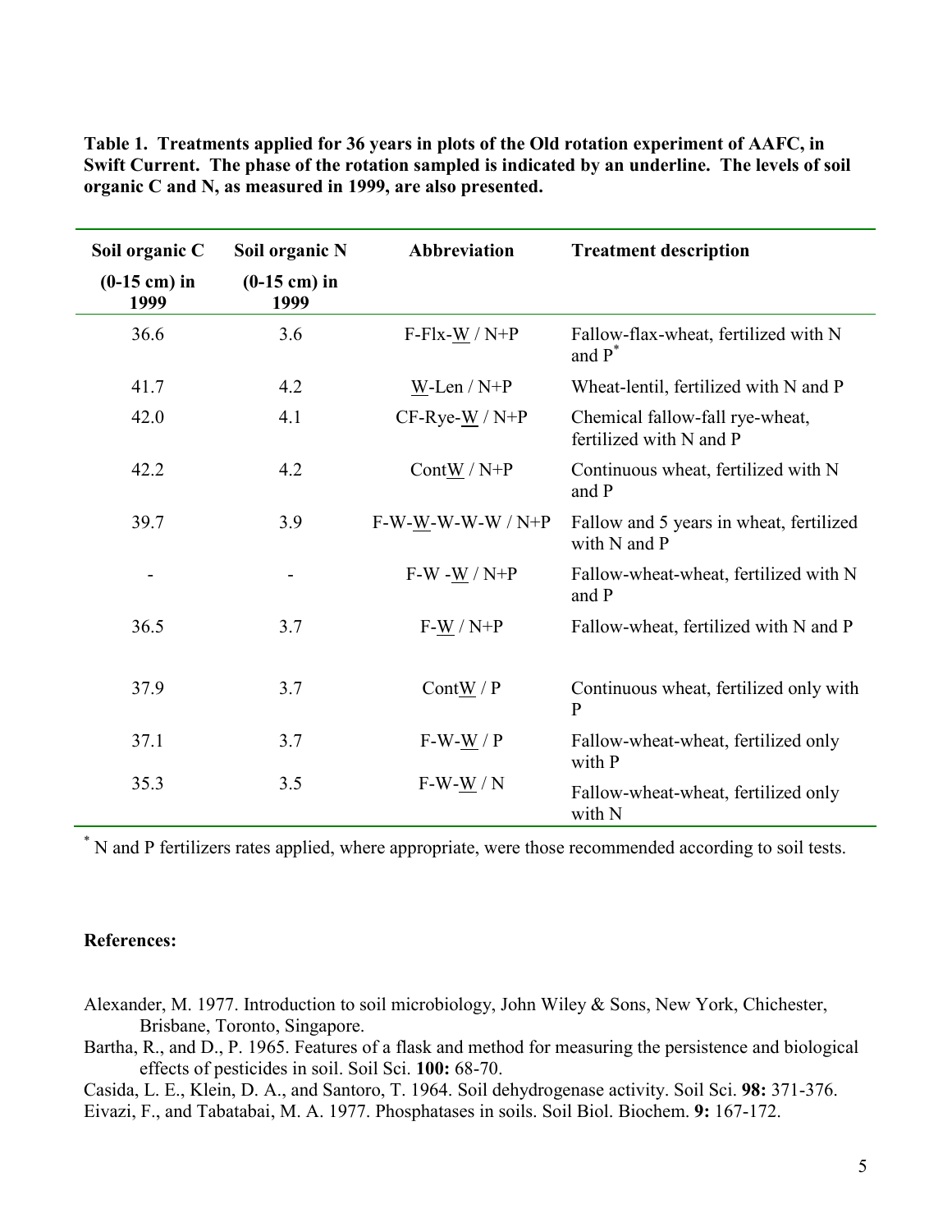**Table 1. Treatments applied for 36 years in plots of the Old rotation experiment of AAFC, in Swift Current. The phase of the rotation sampled is indicated by an underline. The levels of soil organic C and N, as measured in 1999, are also presented.**

| Soil organic C (0-15 cm) in 1999 | Soil organic N (0-15 cm) in 1999 | Abbreviation | Treatment description |
|---|---|---|---|
| 36.6 | 3.6 | F-Flx-<u>W</u> / N+P | Fallow-flax-wheat, fertilized with N and P* |
| 41.7 | 4.2 | <u>W</u>-Len / N+P | Wheat-lentil, fertilized with N and P |
| 42.0 | 4.1 | CF-Rye-<u>W</u> / N+P | Chemical fallow-fall rye-wheat, fertilized with N and P |
| 42.2 | 4.2 | Cont<u>W</u> / N+P | Continuous wheat, fertilized with N and P |
| 39.7 | 3.9 | F-W-<u>W</u>-W-W-W / N+P | Fallow and 5 years in wheat, fertilized with N and P |
| - | - | F-W -<u>W</u> / N+P | Fallow-wheat-wheat, fertilized with N and P |
| 36.5 | 3.7 | F-<u>W</u> / N+P | Fallow-wheat, fertilized with N and P |
| 37.9 | 3.7 | Cont<u>W</u> / P | Continuous wheat, fertilized only with P |
| 37.1 | 3.7 | F-W-<u>W</u> / P | Fallow-wheat-wheat, fertilized only with P |
| 35.3 | 3.5 | F-W-<u>W</u> / N | Fallow-wheat-wheat, fertilized only with N |

* N and P fertilizers rates applied, where appropriate, were those recommended according to soil tests.

**References:**

Alexander, M. 1977. Introduction to soil microbiology, John Wiley & Sons, New York, Chichester, Brisbane, Toronto, Singapore.

Bartha, R., and D., P. 1965. Features of a flask and method for measuring the persistence and biological effects of pesticides in soil. Soil Sci. **100:** 68-70.

Casida, L. E., Klein, D. A., and Santoro, T. 1964. Soil dehydrogenase activity. Soil Sci. **98:** 371-376.

Eivazi, F., and Tabatabai, M. A. 1977. Phosphatases in soils. Soil Biol. Biochem. **9:** 167-172.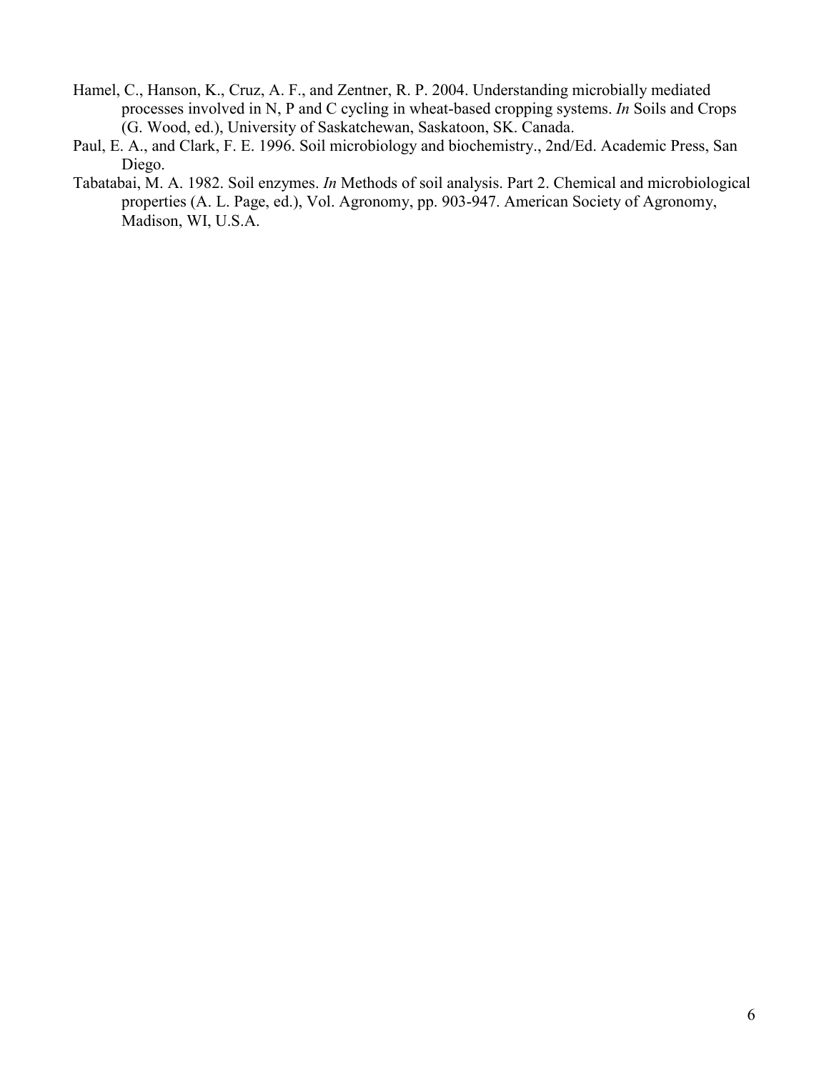Hamel, C., Hanson, K., Cruz, A. F., and Zentner, R. P. 2004. Understanding microbially mediated processes involved in N, P and C cycling in wheat-based cropping systems. *In* Soils and Crops (G. Wood, ed.), University of Saskatchewan, Saskatoon, SK. Canada.

Paul, E. A., and Clark, F. E. 1996. Soil microbiology and biochemistry., 2nd/Ed. Academic Press, San Diego.

Tabatabai, M. A. 1982. Soil enzymes. *In* Methods of soil analysis. Part 2. Chemical and microbiological properties (A. L. Page, ed.), Vol. Agronomy, pp. 903-947. American Society of Agronomy, Madison, WI, U.S.A.